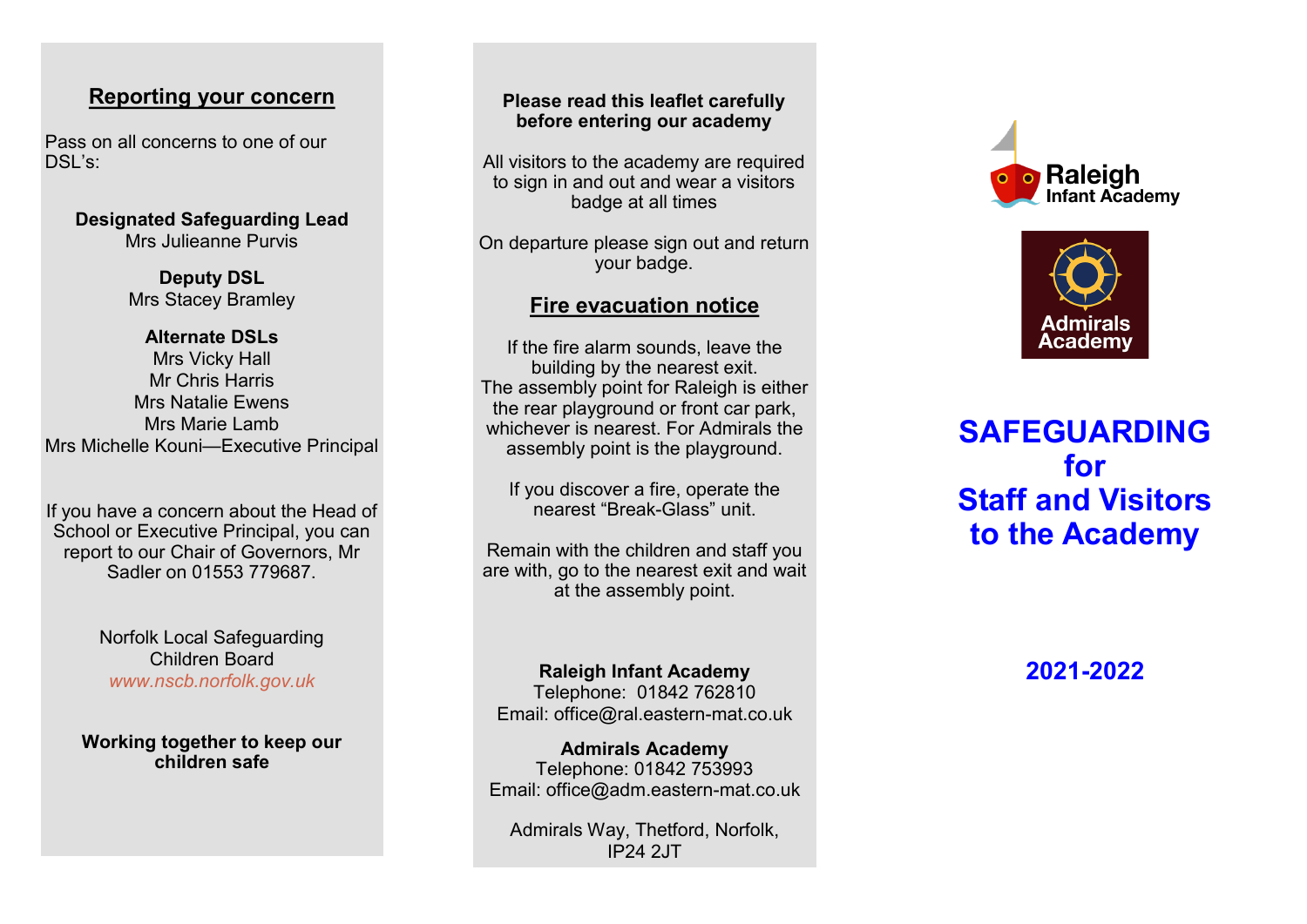## Reporting your concern

Pass on all concerns to one of our DSL's:

**Designated Safeguarding Lead**
Mrs Julieanne Purvis

**Deputy DSL**
Mrs Stacey Bramley

**Alternate DSLs**
Mrs Vicky Hall
Mr Chris Harris
Mrs Natalie Ewens
Mrs Marie Lamb
Mrs Michelle Kouni—Executive Principal

If you have a concern about the Head of School or Executive Principal, you can report to our Chair of Governors, Mr Sadler on 01553 779687.

Norfolk Local Safeguarding Children Board
*www.nscb.norfolk.gov.uk*

**Working together to keep our children safe**

**Please read this leaflet carefully before entering our academy**

All visitors to the academy are required to sign in and out and wear a visitors badge at all times

On departure please sign out and return your badge.

## Fire evacuation notice

If the fire alarm sounds, leave the building by the nearest exit.
The assembly point for Raleigh is either the rear playground or front car park, whichever is nearest. For Admirals the assembly point is the playground.

If you discover a fire, operate the nearest "Break-Glass" unit.

Remain with the children and staff you are with, go to the nearest exit and wait at the assembly point.

**Raleigh Infant Academy**
Telephone: 01842 762810
Email: office@ral.eastern-mat.co.uk

**Admirals Academy**
Telephone: 01842 753993
Email: office@adm.eastern-mat.co.uk

Admirals Way, Thetford, Norfolk, IP24 2JT

Raleigh Infant Academy

Admirals Academy

# SAFEGUARDING for Staff and Visitors to the Academy

**2021-2022**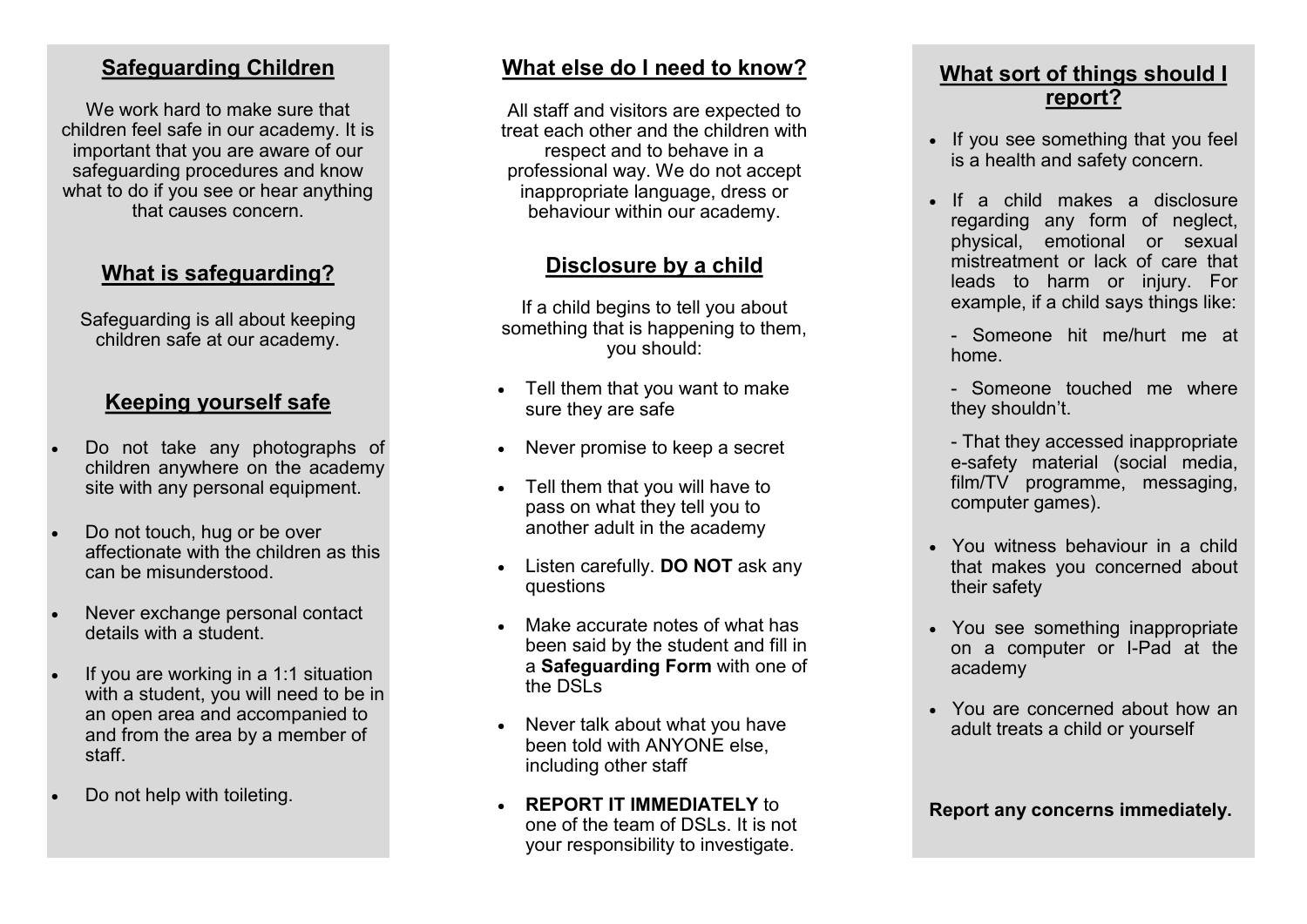## Safeguarding Children

We work hard to make sure that children feel safe in our academy. It is important that you are aware of our safeguarding procedures and know what to do if you see or hear anything that causes concern.

## What is safeguarding?

Safeguarding is all about keeping children safe at our academy.

## Keeping yourself safe

- Do not take any photographs of children anywhere on the academy site with any personal equipment.
- Do not touch, hug or be over affectionate with the children as this can be misunderstood.
- Never exchange personal contact details with a student.
- If you are working in a 1:1 situation with a student, you will need to be in an open area and accompanied to and from the area by a member of staff.
- Do not help with toileting.

## What else do I need to know?

All staff and visitors are expected to treat each other and the children with respect and to behave in a professional way. We do not accept inappropriate language, dress or behaviour within our academy.

## Disclosure by a child

If a child begins to tell you about something that is happening to them, you should:

- Tell them that you want to make sure they are safe
- Never promise to keep a secret
- Tell them that you will have to pass on what they tell you to another adult in the academy
- Listen carefully. **DO NOT** ask any questions
- Make accurate notes of what has been said by the student and fill in a **Safeguarding Form** with one of the DSLs
- Never talk about what you have been told with ANYONE else, including other staff
- **REPORT IT IMMEDIATELY** to one of the team of DSLs. It is not your responsibility to investigate.

## What sort of things should I report?

- If you see something that you feel is a health and safety concern.
- If a child makes a disclosure regarding any form of neglect, physical, emotional or sexual mistreatment or lack of care that leads to harm or injury. For example, if a child says things like:

  - Someone hit me/hurt me at home.

  - Someone touched me where they shouldn't.

  - That they accessed inappropriate e-safety material (social media, film/TV programme, messaging, computer games).
- You witness behaviour in a child that makes you concerned about their safety
- You see something inappropriate on a computer or I-Pad at the academy
- You are concerned about how an adult treats a child or yourself

**Report any concerns immediately.**